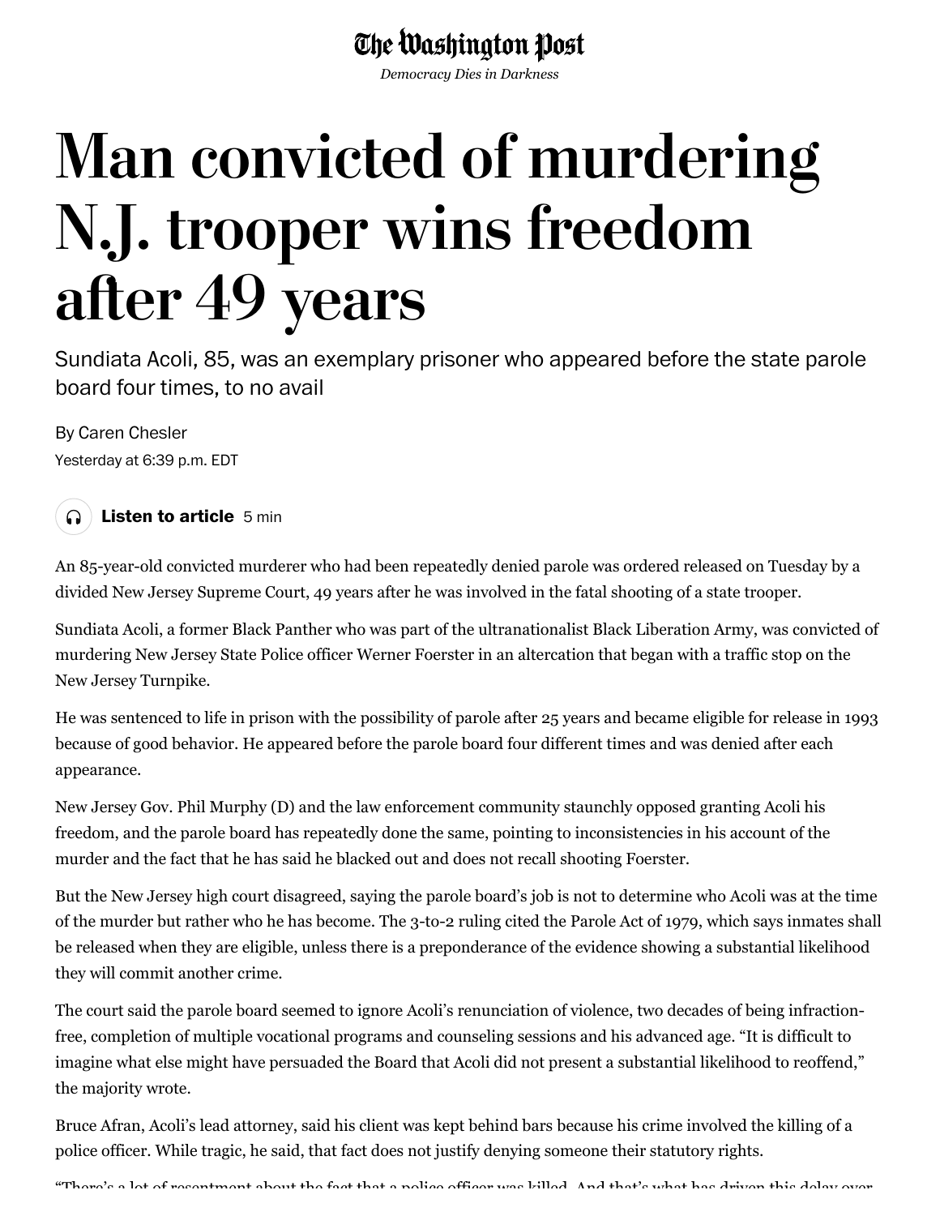# Man convicted of murdering N.J. trooper wins freedom after 49 years

Sundiata Acoli, 85, was an exemplary prisoner who appeared before the state parole board four times, to no avail

By Caren Chesler

Yesterday at 6:39 p.m. EDT

Listen to article 5 min

An 85-year-old convicted murderer who had been repeatedly denied parole was ordered released on Tuesday by a divided New Jersey Supreme Court, 49 years after he was involved in the fatal shooting of a state trooper.

Sundiata Acoli, a former Black Panther who was part of the ultranationalist Black Liberation Army, was convicted of murdering New Jersey State Police officer Werner Foerster in an altercation that began with a traffic stop on the New Jersey Turnpike.

He was sentenced to life in prison with the possibility of parole after 25 years and became eligible for release in 1993 because of good behavior. He appeared before the parole board four different times and was denied after each appearance.

New Jersey Gov. Phil Murphy (D) and the law enforcement community staunchly opposed granting Acoli his freedom, and the parole board has repeatedly done the same, pointing to inconsistencies in his account of the murder and the fact that he has said he blacked out and does not recall shooting Foerster.

But the New Jersey high court disagreed, saying the parole board's job is not to determine who Acoli was at the time of the murder but rather who he has become. The 3-to-2 ruling cited the Parole Act of 1979, which says inmates shall be released when they are eligible, unless there is a preponderance of the evidence showing a substantial likelihood they will commit another crime.

The court said the parole board seemed to ignore Acoli's renunciation of violence, two decades of being infraction-free, completion of multiple vocational programs and counseling sessions and his advanced age. "It is difficult to imagine what else might have persuaded the Board that Acoli did not present a substantial likelihood to reoffend," the majority wrote.

Bruce Afran, Acoli's lead attorney, said his client was kept behind bars because his crime involved the killing of a police officer. While tragic, he said, that fact does not justify denying someone their statutory rights.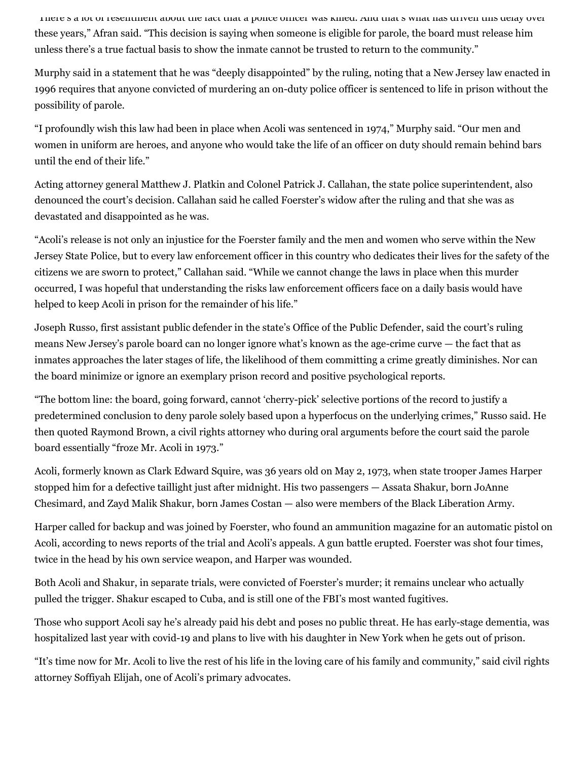"There's a lot of resentment about the fact that a police officer was killed. And that's what has driven this delay over these years," Afran said. "This decision is saying when someone is eligible for parole, the board must release him unless there's a true factual basis to show the inmate cannot be trusted to return to the community."

Murphy said in a statement that he was "deeply disappointed" by the ruling, noting that a New Jersey law enacted in 1996 requires that anyone convicted of murdering an on-duty police officer is sentenced to life in prison without the possibility of parole.

"I profoundly wish this law had been in place when Acoli was sentenced in 1974," Murphy said. "Our men and women in uniform are heroes, and anyone who would take the life of an officer on duty should remain behind bars until the end of their life."

Acting attorney general Matthew J. Platkin and Colonel Patrick J. Callahan, the state police superintendent, also denounced the court's decision. Callahan said he called Foerster's widow after the ruling and that she was as devastated and disappointed as he was.

"Acoli's release is not only an injustice for the Foerster family and the men and women who serve within the New Jersey State Police, but to every law enforcement officer in this country who dedicates their lives for the safety of the citizens we are sworn to protect," Callahan said. "While we cannot change the laws in place when this murder occurred, I was hopeful that understanding the risks law enforcement officers face on a daily basis would have helped to keep Acoli in prison for the remainder of his life."

Joseph Russo, first assistant public defender in the state's Office of the Public Defender, said the court's ruling means New Jersey's parole board can no longer ignore what's known as the age-crime curve — the fact that as inmates approaches the later stages of life, the likelihood of them committing a crime greatly diminishes. Nor can the board minimize or ignore an exemplary prison record and positive psychological reports.

"The bottom line: the board, going forward, cannot 'cherry-pick' selective portions of the record to justify a predetermined conclusion to deny parole solely based upon a hyperfocus on the underlying crimes," Russo said. He then quoted Raymond Brown, a civil rights attorney who during oral arguments before the court said the parole board essentially "froze Mr. Acoli in 1973."

Acoli, formerly known as Clark Edward Squire, was 36 years old on May 2, 1973, when state trooper James Harper stopped him for a defective taillight just after midnight. His two passengers — Assata Shakur, born JoAnne Chesimard, and Zayd Malik Shakur, born James Costan — also were members of the Black Liberation Army.

Harper called for backup and was joined by Foerster, who found an ammunition magazine for an automatic pistol on Acoli, according to news reports of the trial and Acoli's appeals. A gun battle erupted. Foerster was shot four times, twice in the head by his own service weapon, and Harper was wounded.

Both Acoli and Shakur, in separate trials, were convicted of Foerster's murder; it remains unclear who actually pulled the trigger. Shakur escaped to Cuba, and is still one of the FBI's most wanted fugitives.

Those who support Acoli say he's already paid his debt and poses no public threat. He has early-stage dementia, was hospitalized last year with covid-19 and plans to live with his daughter in New York when he gets out of prison.

"It's time now for Mr. Acoli to live the rest of his life in the loving care of his family and community," said civil rights attorney Soffiyah Elijah, one of Acoli's primary advocates.